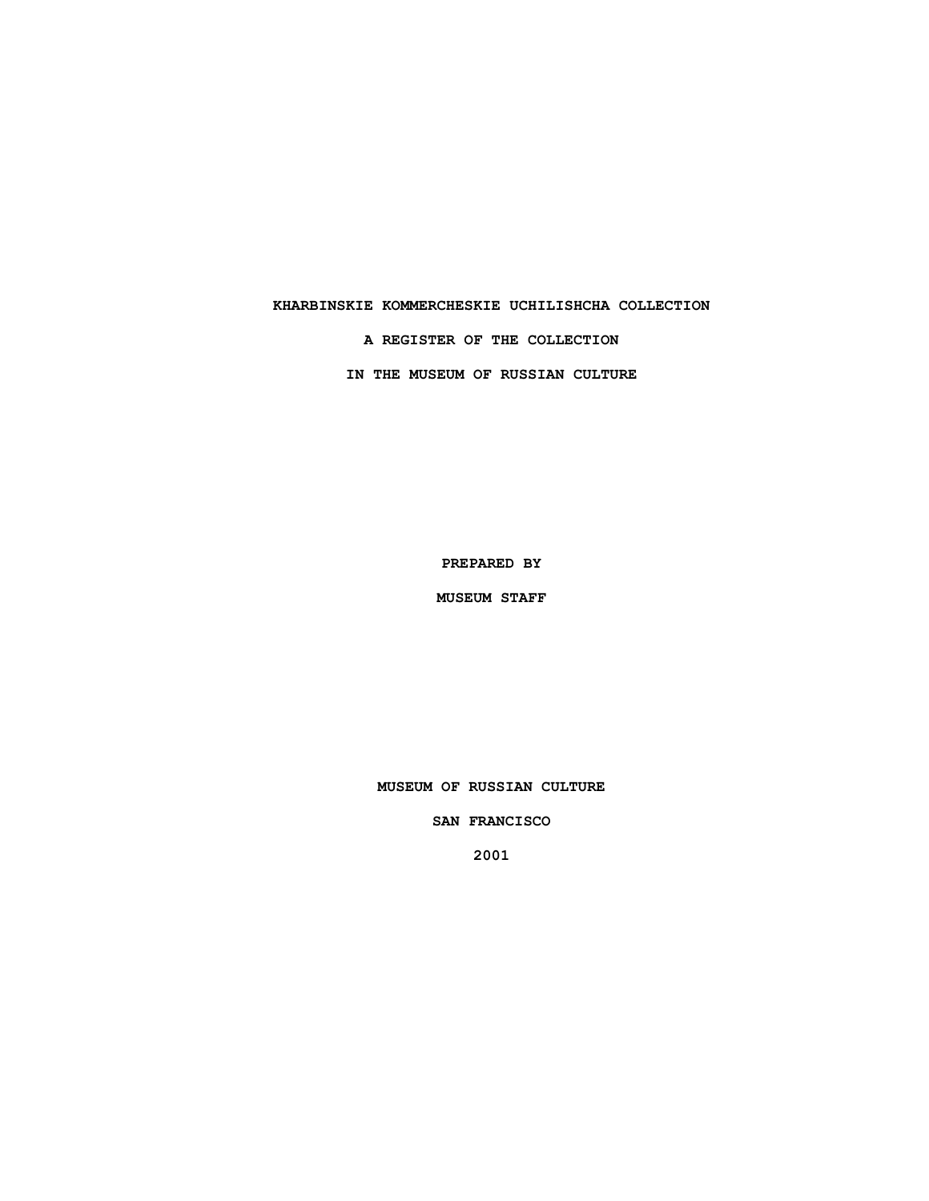# KHARBINSKIE KOMMERCHESKIE UCHILISHCHA COLLECTION

## A REGISTER OF THE COLLECTION

## IN THE MUSEUM OF RUSSIAN CULTURE

**PREPARED BY**

**MUSEUM STAFF**

**MUSEUM OF RUSSIAN CULTURE**

**SAN FRANCISCO**

**2001**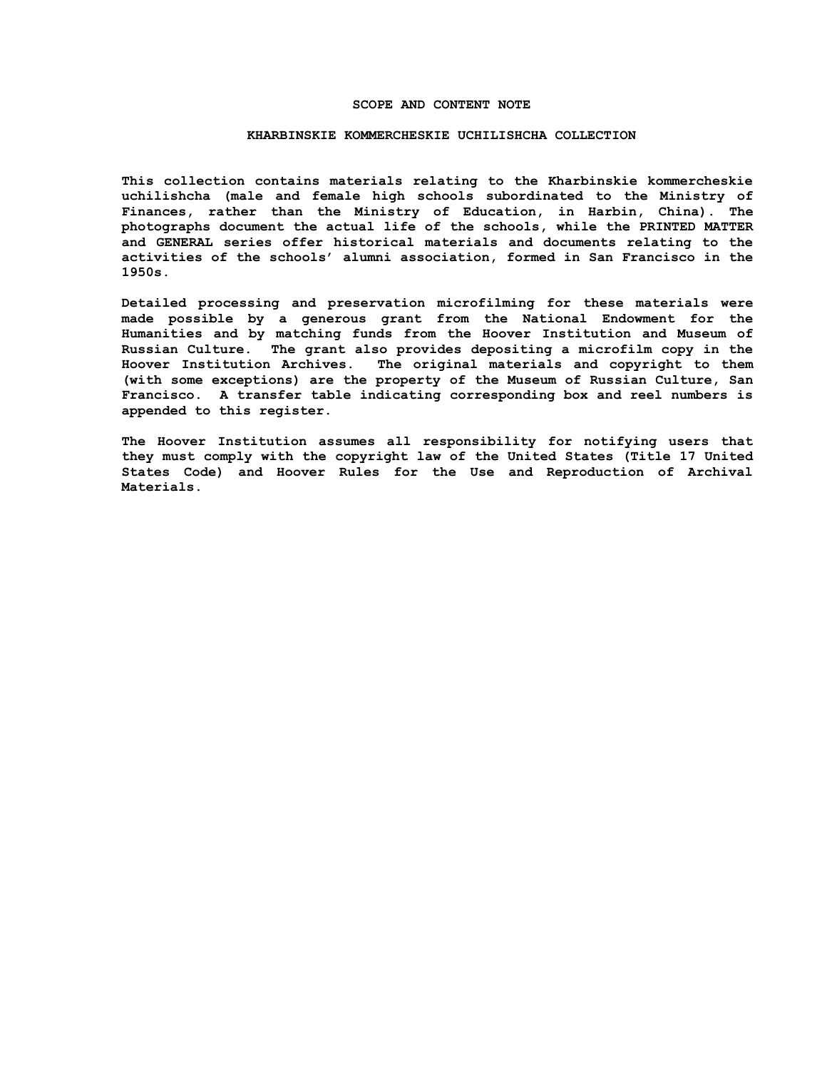## SCOPE AND CONTENT NOTE

### KHARBINSKIE KOMMERCHESKIE UCHILISHCHA COLLECTION

This collection contains materials relating to the Kharbinskie kommercheskie uchilishcha (male and female high schools subordinated to the Ministry of Finances, rather than the Ministry of Education, in Harbin, China). The photographs document the actual life of the schools, while the PRINTED MATTER and GENERAL series offer historical materials and documents relating to the activities of the schools' alumni association, formed in San Francisco in the 1950s.

Detailed processing and preservation microfilming for these materials were made possible by a generous grant from the National Endowment for the Humanities and by matching funds from the Hoover Institution and Museum of Russian Culture. The grant also provides depositing a microfilm copy in the Hoover Institution Archives. The original materials and copyright to them (with some exceptions) are the property of the Museum of Russian Culture, San Francisco. A transfer table indicating corresponding box and reel numbers is appended to this register.

The Hoover Institution assumes all responsibility for notifying users that they must comply with the copyright law of the United States (Title 17 United States Code) and Hoover Rules for the Use and Reproduction of Archival Materials.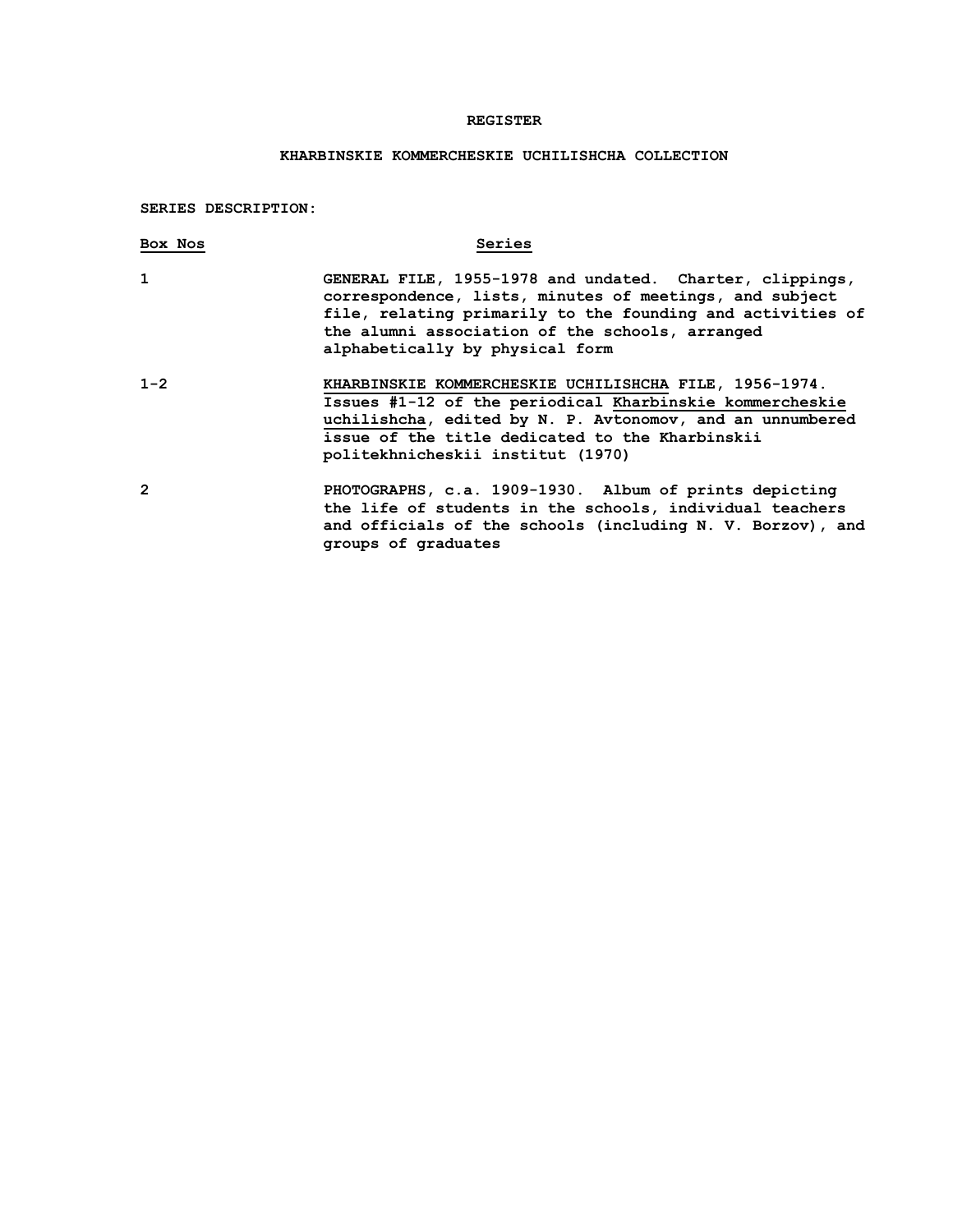# REGISTER

## KHARBINSKIE KOMMERCHESKIE UCHILISHCHA COLLECTION

**SERIES DESCRIPTION:**

| Box Nos | Series |
|---|---|
| 1 | GENERAL FILE, 1955-1978 and undated. Charter, clippings, correspondence, lists, minutes of meetings, and subject file, relating primarily to the founding and activities of the alumni association of the schools, arranged alphabetically by physical form |
| 1-2 | KHARBINSKIE KOMMERCHESKIE UCHILISHCHA FILE, 1956-1974. Issues #1-12 of the periodical Kharbinskie kommercheskie uchilishcha, edited by N. P. Avtonomov, and an unnumbered issue of the title dedicated to the Kharbinskii politekhnicheskii institut (1970) |
| 2 | PHOTOGRAPHS, c.a. 1909-1930. Album of prints depicting the life of students in the schools, individual teachers and officials of the schools (including N. V. Borzov), and groups of graduates |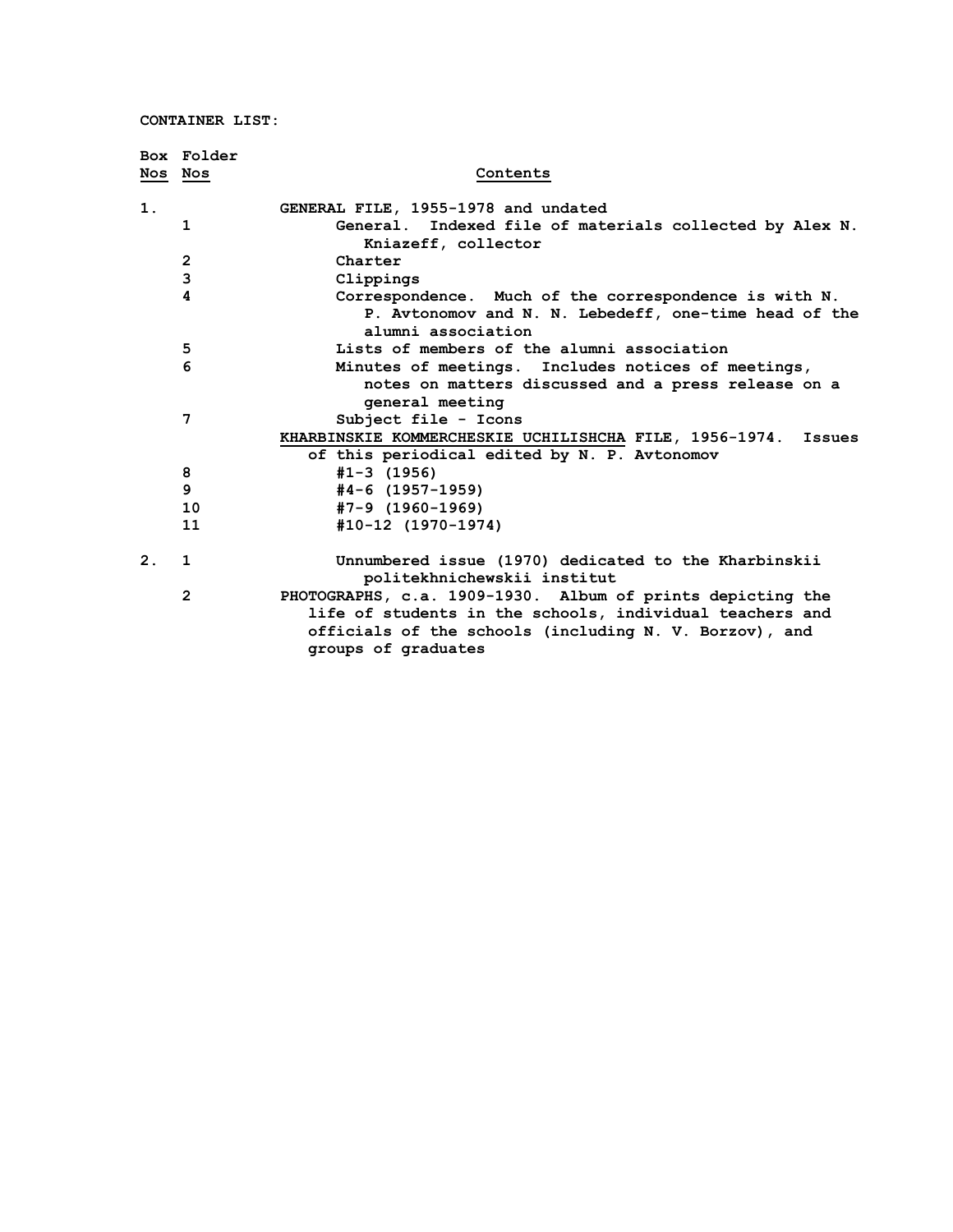CONTAINER LIST:

| Box Nos | Folder Nos | Contents |
|---|---|---|
| 1. | | GENERAL FILE, 1955-1978 and undated |
| | 1 | General. Indexed file of materials collected by Alex N. Kniazeff, collector |
| | 2 | Charter |
| | 3 | Clippings |
| | 4 | Correspondence. Much of the correspondence is with N. P. Avtonomov and N. N. Lebedeff, one-time head of the alumni association |
| | 5 | Lists of members of the alumni association |
| | 6 | Minutes of meetings. Includes notices of meetings, notes on matters discussed and a press release on a general meeting |
| | 7 | Subject file - Icons |
| | | KHARBINSKIE KOMMERCHESKIE UCHILISHCHA FILE, 1956-1974. Issues of this periodical edited by N. P. Avtonomov |
| | 8 | #1-3 (1956) |
| | 9 | #4-6 (1957-1959) |
| | 10 | #7-9 (1960-1969) |
| | 11 | #10-12 (1970-1974) |
| 2. | 1 | Unnumbered issue (1970) dedicated to the Kharbinskii politekhnichewskii institut |
| | 2 | PHOTOGRAPHS, c.a. 1909-1930. Album of prints depicting the life of students in the schools, individual teachers and officials of the schools (including N. V. Borzov), and groups of graduates |